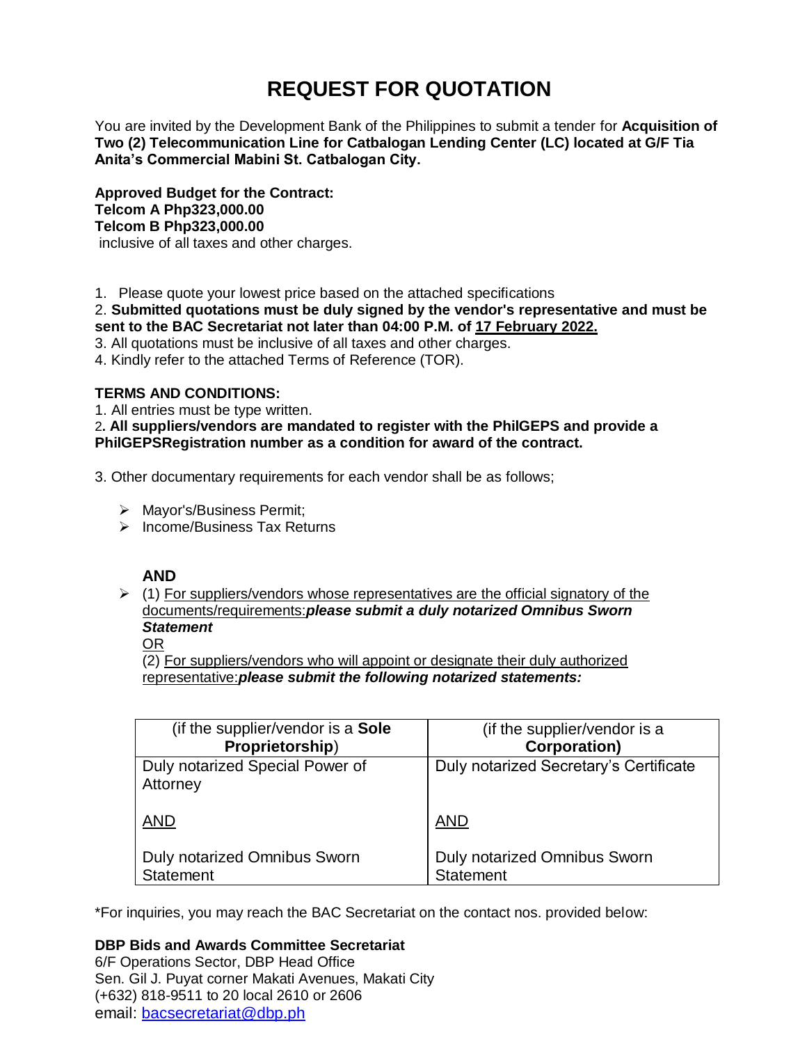# REQUEST FOR QUOTATION

You are invited by the Development Bank of the Philippines to submit a tender for **Acquisition of Two (2) Telecommunication Line for Catbalogan Lending Center (LC) located at G/F Tia Anita's Commercial Mabini St. Catbalogan City.**

**Approved Budget for the Contract:**
**Telcom A Php323,000.00**
**Telcom B Php323,000.00**
inclusive of all taxes and other charges.

1. Please quote your lowest price based on the attached specifications
2. **Submitted quotations must be duly signed by the vendor's representative and must be sent to the BAC Secretariat not later than 04:00 P.M. of 17 February 2022.**
3. All quotations must be inclusive of all taxes and other charges.
4. Kindly refer to the attached Terms of Reference (TOR).

**TERMS AND CONDITIONS:**

1. All entries must be type written.
2. **All suppliers/vendors are mandated to register with the PhilGEPS and provide a PhilGEPSRegistration number as a condition for award of the contract.**
3. Other documentary requirements for each vendor shall be as follows;

- Mayor's/Business Permit;
- Income/Business Tax Returns

**AND**

- (1) For suppliers/vendors whose representatives are the official signatory of the documents/requirements:***please submit a duly notarized Omnibus Sworn Statement***

  OR

  (2) For suppliers/vendors who will appoint or designate their duly authorized representative:***please submit the following notarized statements:***

| (if the supplier/vendor is a **Sole Proprietorship**) | (if the supplier/vendor is a **Corporation)** |
|---|---|
| Duly notarized Special Power of Attorney<br><br>AND<br><br>Duly notarized Omnibus Sworn Statement | Duly notarized Secretary's Certificate<br><br>AND<br><br>Duly notarized Omnibus Sworn Statement |

*For inquiries, you may reach the BAC Secretariat on the contact nos. provided below:

**DBP Bids and Awards Committee Secretariat**
6/F Operations Sector, DBP Head Office
Sen. Gil J. Puyat corner Makati Avenues, Makati City
(+632) 818-9511 to 20 local 2610 or 2606
email: bacsecretariat@dbp.ph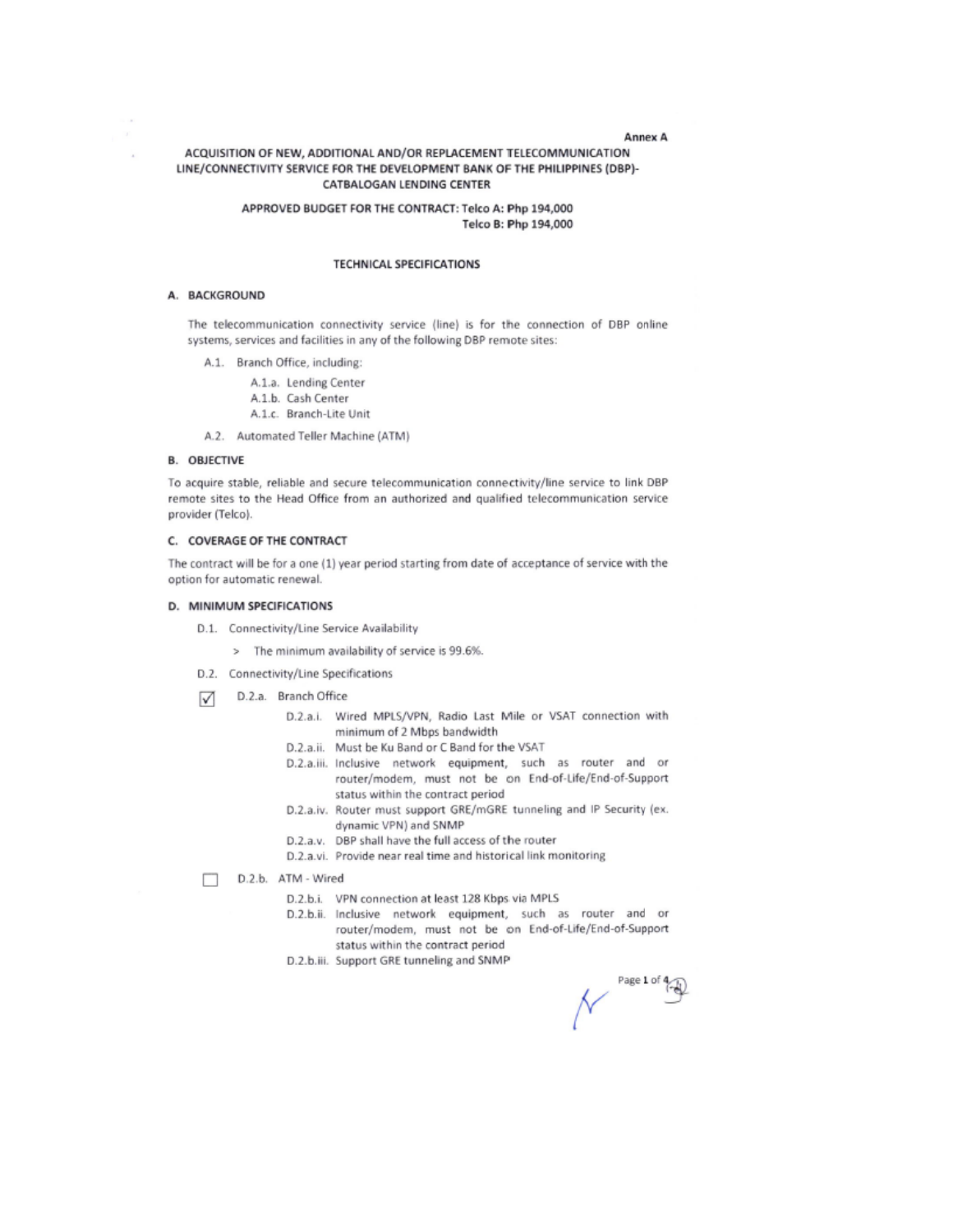Annex A

# ACQUISITION OF NEW, ADDITIONAL AND/OR REPLACEMENT TELECOMMUNICATION LINE/CONNECTIVITY SERVICE FOR THE DEVELOPMENT BANK OF THE PHILIPPINES (DBP)-CATBALOGAN LENDING CENTER

**APPROVED BUDGET FOR THE CONTRACT: Telco A: Php 194,000**
**Telco B: Php 194,000**

## TECHNICAL SPECIFICATIONS

### A. BACKGROUND

The telecommunication connectivity service (line) is for the connection of DBP online systems, services and facilities in any of the following DBP remote sites:

- A.1. Branch Office, including:
  - A.1.a. Lending Center
  - A.1.b. Cash Center
  - A.1.c. Branch-Lite Unit
- A.2. Automated Teller Machine (ATM)

### B. OBJECTIVE

To acquire stable, reliable and secure telecommunication connectivity/line service to link DBP remote sites to the Head Office from an authorized and qualified telecommunication service provider (Telco).

### C. COVERAGE OF THE CONTRACT

The contract will be for a one (1) year period starting from date of acceptance of service with the option for automatic renewal.

### D. MINIMUM SPECIFICATIONS

- D.1. Connectivity/Line Service Availability
  - > The minimum availability of service is 99.6%.
- D.2. Connectivity/Line Specifications

☑ D.2.a. Branch Office

- D.2.a.i. Wired MPLS/VPN, Radio Last Mile or VSAT connection with minimum of 2 Mbps bandwidth
- D.2.a.ii. Must be Ku Band or C Band for the VSAT
- D.2.a.iii. Inclusive network equipment, such as router and or router/modem, must not be on End-of-Life/End-of-Support status within the contract period
- D.2.a.iv. Router must support GRE/mGRE tunneling and IP Security (ex. dynamic VPN) and SNMP
- D.2.a.v. DBP shall have the full access of the router
- D.2.a.vi. Provide near real time and historical link monitoring

☐ D.2.b. ATM - Wired

- D.2.b.i. VPN connection at least 128 Kbps via MPLS
- D.2.b.ii. Inclusive network equipment, such as router and or router/modem, must not be on End-of-Life/End-of-Support status within the contract period
- D.2.b.iii. Support GRE tunneling and SNMP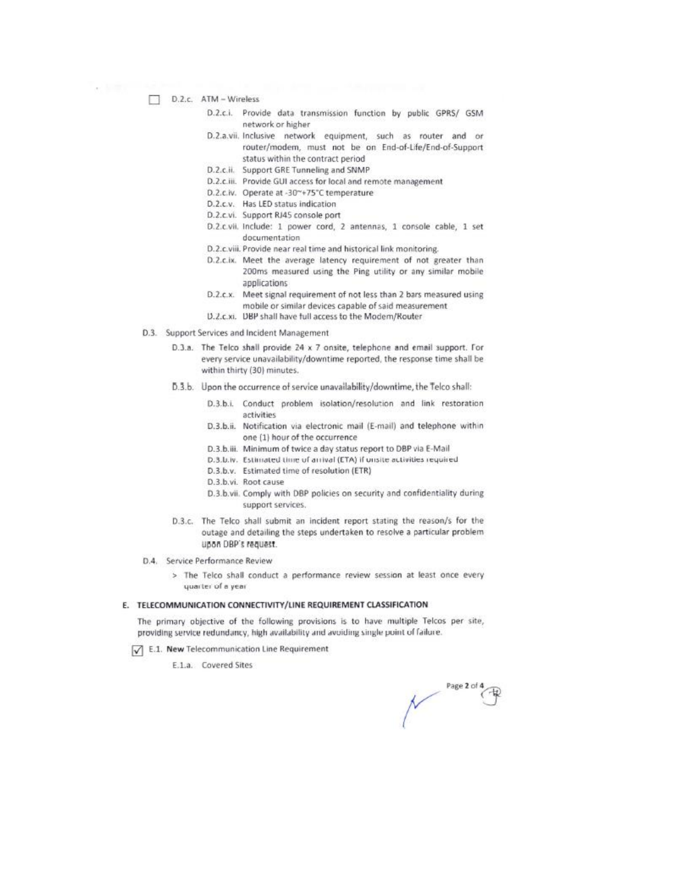☐ D.2.c. ATM – Wireless

- D.2.c.i. Provide data transmission function by public GPRS/ GSM network or higher
- D.2.a.vii. Inclusive network equipment, such as router and or router/modem, must not be on End-of-Life/End-of-Support status within the contract period
- D.2.c.ii. Support GRE Tunneling and SNMP
- D.2.c.iii. Provide GUI access for local and remote management
- D.2.c.iv. Operate at -30~+75°C temperature
- D.2.c.v. Has LED status indication
- D.2.c.vi. Support RJ45 console port
- D.2.c.vii. Include: 1 power cord, 2 antennas, 1 console cable, 1 set documentation
- D.2.c.viii. Provide near real time and historical link monitoring.
- D.2.c.ix. Meet the average latency requirement of not greater than 200ms measured using the Ping utility or any similar mobile applications
- D.2.c.x. Meet signal requirement of not less than 2 bars measured using mobile or similar devices capable of said measurement
- D.2.c.xi. DBP shall have full access to the Modem/Router

D.3. Support Services and Incident Management

- D.3.a. The Telco shall provide 24 x 7 onsite, telephone and email support. For every service unavailability/downtime reported, the response time shall be within thirty (30) minutes.
- D.3.b. Upon the occurrence of service unavailability/downtime, the Telco shall:
  - D.3.b.i. Conduct problem isolation/resolution and link restoration activities
  - D.3.b.ii. Notification via electronic mail (E-mail) and telephone within one (1) hour of the occurrence
  - D.3.b.iii. Minimum of twice a day status report to DBP via E-Mail
  - D.3.b.iv. Estimated time of arrival (ETA) if onsite activities required
  - D.3.b.v. Estimated time of resolution (ETR)
  - D.3.b.vi. Root cause
  - D.3.b.vii. Comply with DBP policies on security and confidentiality during support services.
- D.3.c. The Telco shall submit an incident report stating the reason/s for the outage and detailing the steps undertaken to resolve a particular problem upon DBP's request.

D.4. Service Performance Review

> The Telco shall conduct a performance review session at least once every quarter of a year

## E. TELECOMMUNICATION CONNECTIVITY/LINE REQUIREMENT CLASSIFICATION

The primary objective of the following provisions is to have multiple Telcos per site, providing service redundancy, high availability and avoiding single point of failure.

☑ E.1. **New** Telecommunication Line Requirement

E.1.a. Covered Sites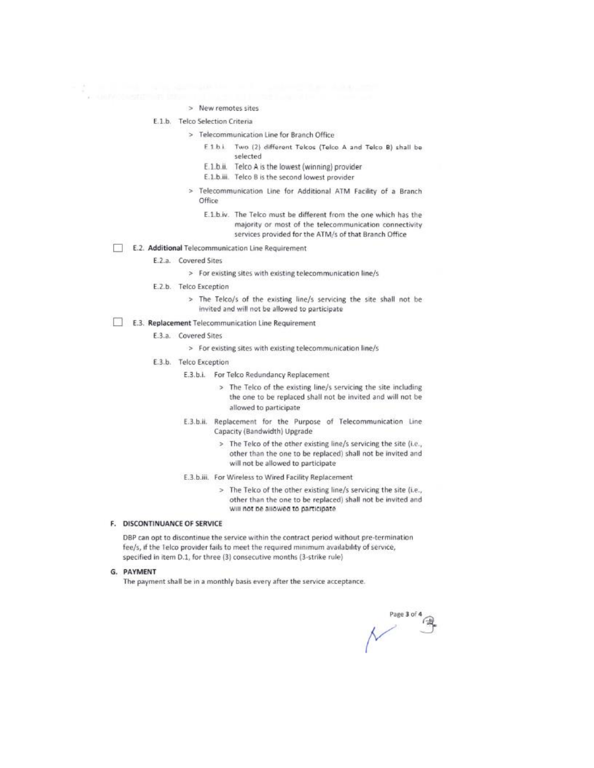> New remotes sites

E.1.b. Telco Selection Criteria

> Telecommunication Line for Branch Office

E.1.b.i. Two (2) different Telcos (Telco A and Telco B) shall be selected

E.1.b.ii. Telco A is the lowest (winning) provider

E.1.b.iii. Telco B is the second lowest provider

> Telecommunication Line for Additional ATM Facility of a Branch Office

E.1.b.iv. The Telco must be different from the one which has the majority or most of the telecommunication connectivity services provided for the ATM/s of that Branch Office

☐ E.2. **Additional** Telecommunication Line Requirement

E.2.a. Covered Sites

> For existing sites with existing telecommunication line/s

E.2.b. Telco Exception

> The Telco/s of the existing line/s servicing the site shall not be invited and will not be allowed to participate

☐ E.3. **Replacement** Telecommunication Line Requirement

E.3.a. Covered Sites

> For existing sites with existing telecommunication line/s

E.3.b. Telco Exception

E.3.b.i. For Telco Redundancy Replacement

> The Telco of the existing line/s servicing the site including the one to be replaced shall not be invited and will not be allowed to participate

E.3.b.ii. Replacement for the Purpose of Telecommunication Line Capacity (Bandwidth) Upgrade

> The Telco of the other existing line/s servicing the site (i.e., other than the one to be replaced) shall not be invited and will not be allowed to participate

E.3.b.iii. For Wireless to Wired Facility Replacement

> The Telco of the other existing line/s servicing the site (i.e., other than the one to be replaced) shall not be invited and will not be allowed to participate

## F. DISCONTINUANCE OF SERVICE

DBP can opt to discontinue the service within the contract period without pre-termination fee/s, if the Telco provider fails to meet the required minimum availability of service, specified in item D.1, for three (3) consecutive months (3-strike rule)

## G. PAYMENT

The payment shall be in a monthly basis every after the service acceptance.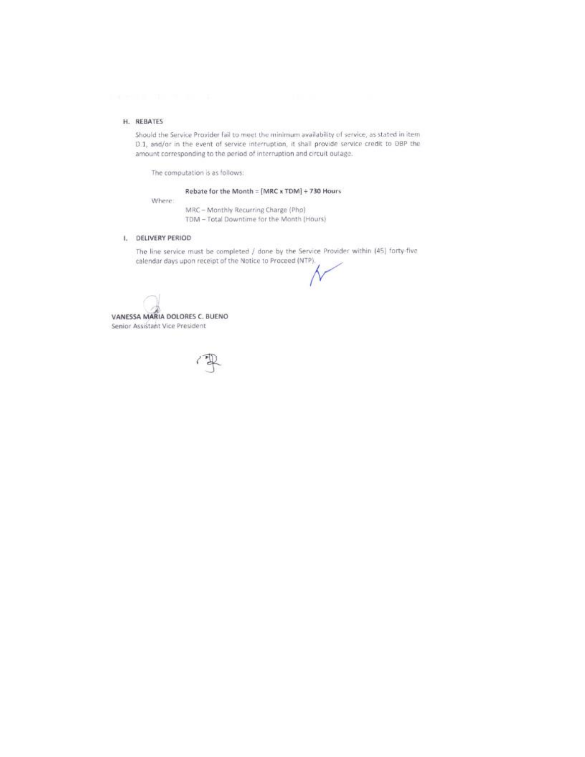### H. REBATES

Should the Service Provider fail to meet the minimum availability of service, as stated in item D.1, and/or in the event of service interruption, it shall provide service credit to DBP the amount corresponding to the period of interruption and circuit outage.

The computation is as follows:

**Rebate for the Month = [MRC x TDM] ÷ 730 Hours**

Where:

MRC – Monthly Recurring Charge (Php)
TDM – Total Downtime for the Month (Hours)

### I. DELIVERY PERIOD

The line service must be completed / done by the Service Provider within (45) forty-five calendar days upon receipt of the Notice to Proceed (NTP).

**VANESSA MARIA DOLORES C. BUENO**
Senior Assistant Vice President